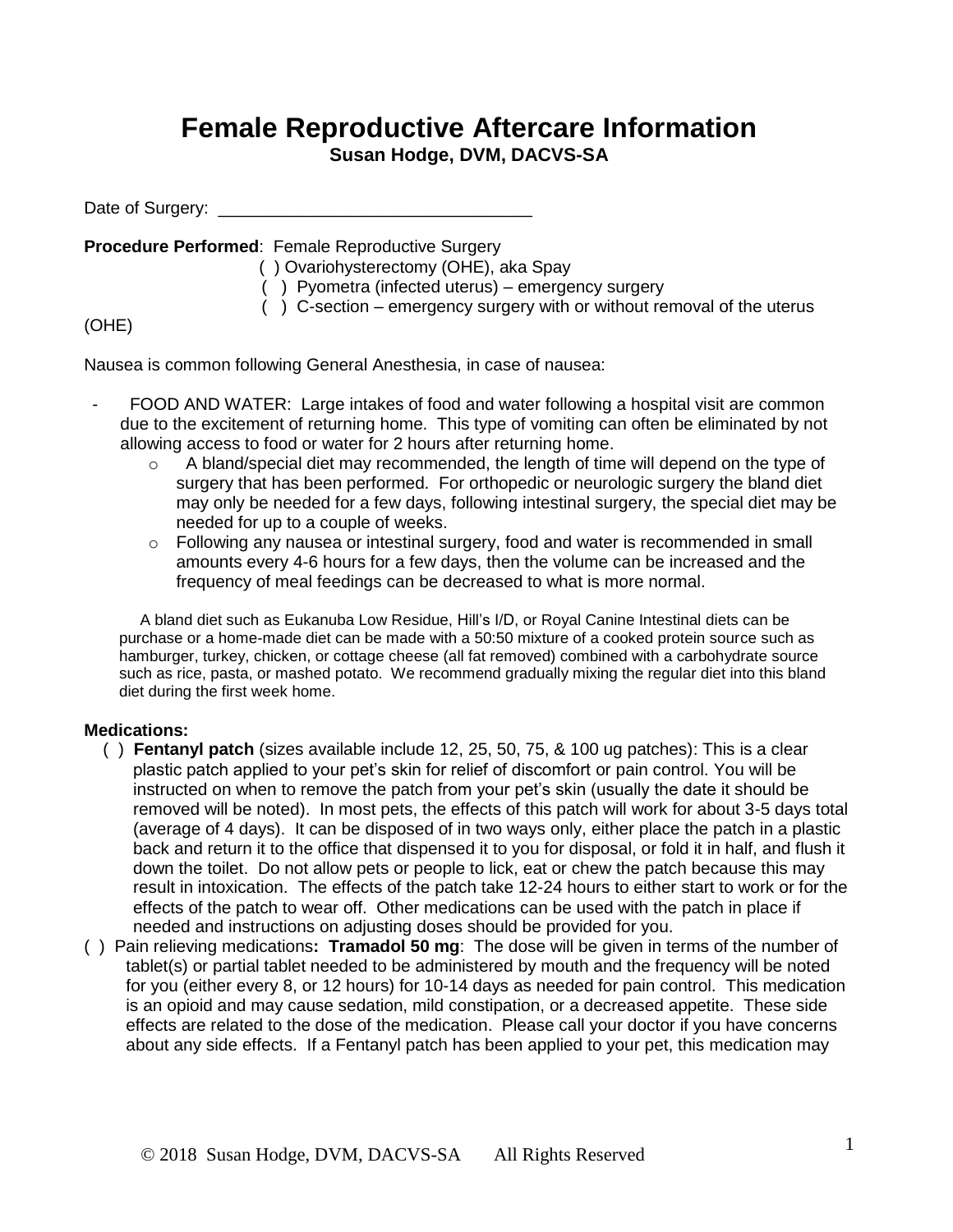# Female Reproductive Aftercare Information

**Susan Hodge, DVM, DACVS-SA**

Date of Surgery: ________________________________

**Procedure Performed**: Female Reproductive Surgery

( ) Ovariohysterectomy (OHE), aka Spay

( ) Pyometra (infected uterus) – emergency surgery

( ) C-section – emergency surgery with or without removal of the uterus (OHE)

Nausea is common following General Anesthesia, in case of nausea:

- FOOD AND WATER: Large intakes of food and water following a hospital visit are common due to the excitement of returning home. This type of vomiting can often be eliminated by not allowing access to food or water for 2 hours after returning home.
    - A bland/special diet may recommended, the length of time will depend on the type of surgery that has been performed. For orthopedic or neurologic surgery the bland diet may only be needed for a few days, following intestinal surgery, the special diet may be needed for up to a couple of weeks.
    - Following any nausea or intestinal surgery, food and water is recommended in small amounts every 4-6 hours for a few days, then the volume can be increased and the frequency of meal feedings can be decreased to what is more normal.

A bland diet such as Eukanuba Low Residue, Hill's I/D, or Royal Canine Intestinal diets can be purchase or a home-made diet can be made with a 50:50 mixture of a cooked protein source such as hamburger, turkey, chicken, or cottage cheese (all fat removed) combined with a carbohydrate source such as rice, pasta, or mashed potato. We recommend gradually mixing the regular diet into this bland diet during the first week home.

**Medications:**

( ) **Fentanyl patch** (sizes available include 12, 25, 50, 75, & 100 ug patches): This is a clear plastic patch applied to your pet's skin for relief of discomfort or pain control. You will be instructed on when to remove the patch from your pet's skin (usually the date it should be removed will be noted). In most pets, the effects of this patch will work for about 3-5 days total (average of 4 days). It can be disposed of in two ways only, either place the patch in a plastic back and return it to the office that dispensed it to you for disposal, or fold it in half, and flush it down the toilet. Do not allow pets or people to lick, eat or chew the patch because this may result in intoxication. The effects of the patch take 12-24 hours to either start to work or for the effects of the patch to wear off. Other medications can be used with the patch in place if needed and instructions on adjusting doses should be provided for you.

( ) Pain relieving medications**: Tramadol 50 mg**: The dose will be given in terms of the number of tablet(s) or partial tablet needed to be administered by mouth and the frequency will be noted for you (either every 8, or 12 hours) for 10-14 days as needed for pain control. This medication is an opioid and may cause sedation, mild constipation, or a decreased appetite. These side effects are related to the dose of the medication. Please call your doctor if you have concerns about any side effects. If a Fentanyl patch has been applied to your pet, this medication may

© 2018 Susan Hodge, DVM, DACVS-SA All Rights Reserved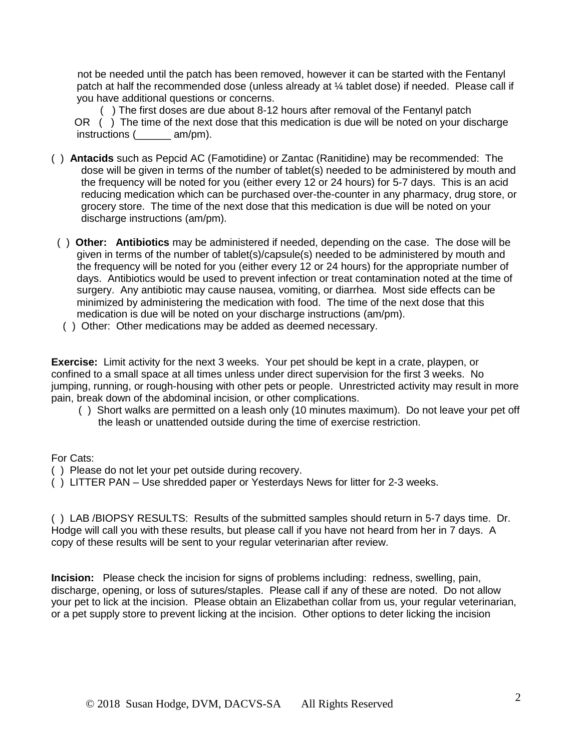not be needed until the patch has been removed, however it can be started with the Fentanyl patch at half the recommended dose (unless already at ¼ tablet dose) if needed. Please call if you have additional questions or concerns.

( ) The first doses are due about 8-12 hours after removal of the Fentanyl patch
OR ( ) The time of the next dose that this medication is due will be noted on your discharge instructions (______ am/pm).

( ) **Antacids** such as Pepcid AC (Famotidine) or Zantac (Ranitidine) may be recommended: The dose will be given in terms of the number of tablet(s) needed to be administered by mouth and the frequency will be noted for you (either every 12 or 24 hours) for 5-7 days. This is an acid reducing medication which can be purchased over-the-counter in any pharmacy, drug store, or grocery store. The time of the next dose that this medication is due will be noted on your discharge instructions (am/pm).

( ) **Other: Antibiotics** may be administered if needed, depending on the case. The dose will be given in terms of the number of tablet(s)/capsule(s) needed to be administered by mouth and the frequency will be noted for you (either every 12 or 24 hours) for the appropriate number of days. Antibiotics would be used to prevent infection or treat contamination noted at the time of surgery. Any antibiotic may cause nausea, vomiting, or diarrhea. Most side effects can be minimized by administering the medication with food. The time of the next dose that this medication is due will be noted on your discharge instructions (am/pm).

( ) Other: Other medications may be added as deemed necessary.

**Exercise:** Limit activity for the next 3 weeks. Your pet should be kept in a crate, playpen, or confined to a small space at all times unless under direct supervision for the first 3 weeks. No jumping, running, or rough-housing with other pets or people. Unrestricted activity may result in more pain, break down of the abdominal incision, or other complications.

( ) Short walks are permitted on a leash only (10 minutes maximum). Do not leave your pet off the leash or unattended outside during the time of exercise restriction.

For Cats:

( ) Please do not let your pet outside during recovery.

( ) LITTER PAN – Use shredded paper or Yesterdays News for litter for 2-3 weeks.

( ) LAB /BIOPSY RESULTS: Results of the submitted samples should return in 5-7 days time. Dr. Hodge will call you with these results, but please call if you have not heard from her in 7 days. A copy of these results will be sent to your regular veterinarian after review.

**Incision:** Please check the incision for signs of problems including: redness, swelling, pain, discharge, opening, or loss of sutures/staples. Please call if any of these are noted. Do not allow your pet to lick at the incision. Please obtain an Elizabethan collar from us, your regular veterinarian, or a pet supply store to prevent licking at the incision. Other options to deter licking the incision

© 2018 Susan Hodge, DVM, DACVS-SA All Rights Reserved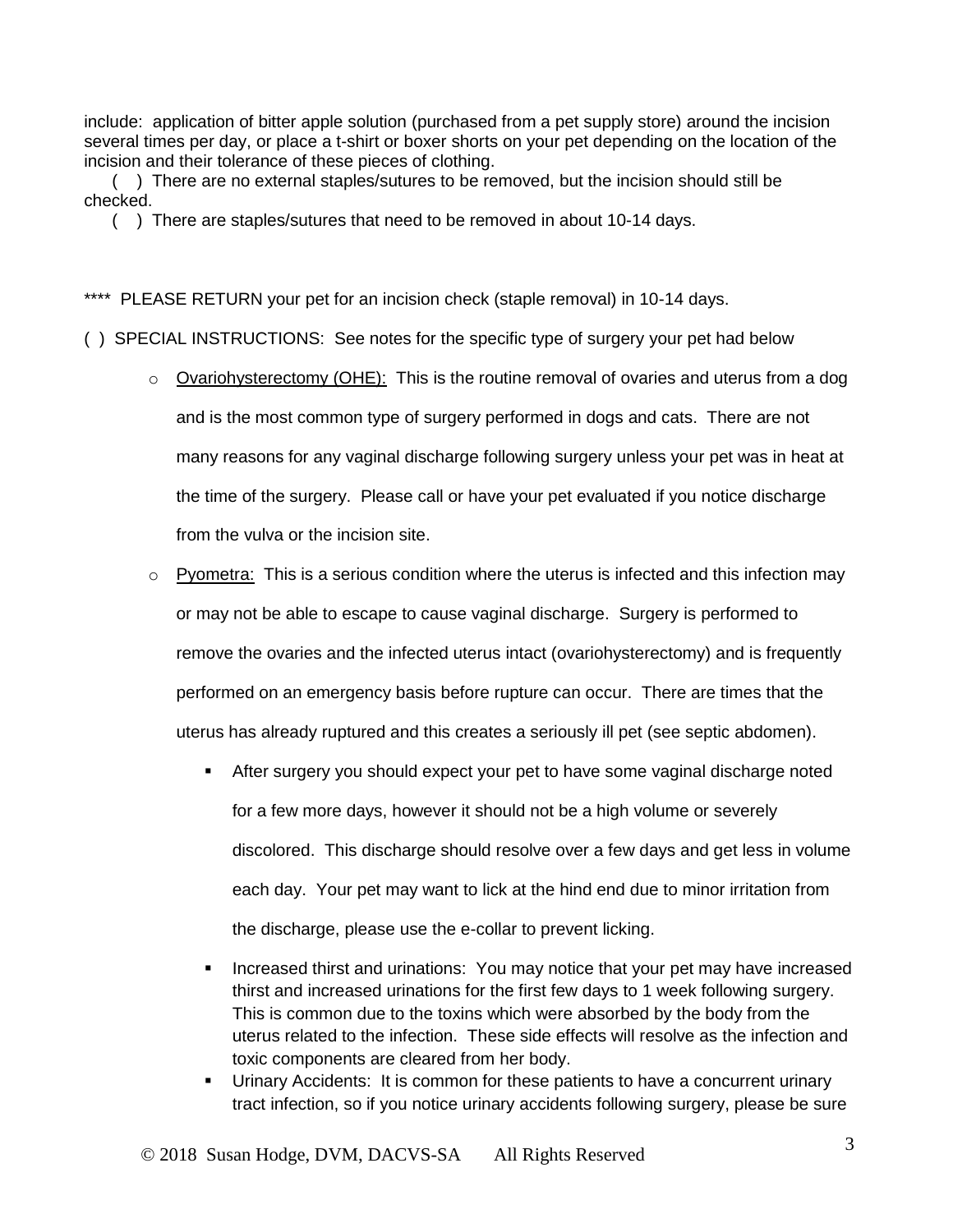include: application of bitter apple solution (purchased from a pet supply store) around the incision several times per day, or place a t-shirt or boxer shorts on your pet depending on the location of the incision and their tolerance of these pieces of clothing.

( ) There are no external staples/sutures to be removed, but the incision should still be checked.

( ) There are staples/sutures that need to be removed in about 10-14 days.

**** PLEASE RETURN your pet for an incision check (staple removal) in 10-14 days.

( ) SPECIAL INSTRUCTIONS: See notes for the specific type of surgery your pet had below

- Ovariohysterectomy (OHE): This is the routine removal of ovaries and uterus from a dog and is the most common type of surgery performed in dogs and cats. There are not many reasons for any vaginal discharge following surgery unless your pet was in heat at the time of the surgery. Please call or have your pet evaluated if you notice discharge from the vulva or the incision site.
- Pyometra: This is a serious condition where the uterus is infected and this infection may or may not be able to escape to cause vaginal discharge. Surgery is performed to remove the ovaries and the infected uterus intact (ovariohysterectomy) and is frequently performed on an emergency basis before rupture can occur. There are times that the uterus has already ruptured and this creates a seriously ill pet (see septic abdomen).
  - After surgery you should expect your pet to have some vaginal discharge noted for a few more days, however it should not be a high volume or severely discolored. This discharge should resolve over a few days and get less in volume each day. Your pet may want to lick at the hind end due to minor irritation from the discharge, please use the e-collar to prevent licking.
  - Increased thirst and urinations: You may notice that your pet may have increased thirst and increased urinations for the first few days to 1 week following surgery. This is common due to the toxins which were absorbed by the body from the uterus related to the infection. These side effects will resolve as the infection and toxic components are cleared from her body.
  - Urinary Accidents: It is common for these patients to have a concurrent urinary tract infection, so if you notice urinary accidents following surgery, please be sure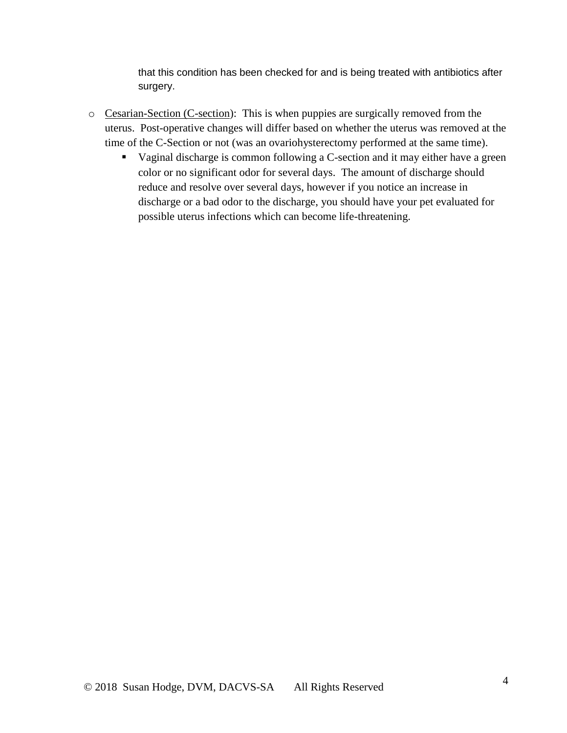that this condition has been checked for and is being treated with antibiotics after surgery.

- Cesarian-Section (C-section): This is when puppies are surgically removed from the uterus. Post-operative changes will differ based on whether the uterus was removed at the time of the C-Section or not (was an ovariohysterectomy performed at the same time).
    - Vaginal discharge is common following a C-section and it may either have a green color or no significant odor for several days. The amount of discharge should reduce and resolve over several days, however if you notice an increase in discharge or a bad odor to the discharge, you should have your pet evaluated for possible uterus infections which can become life-threatening.

© 2018 Susan Hodge, DVM, DACVS-SA All Rights Reserved